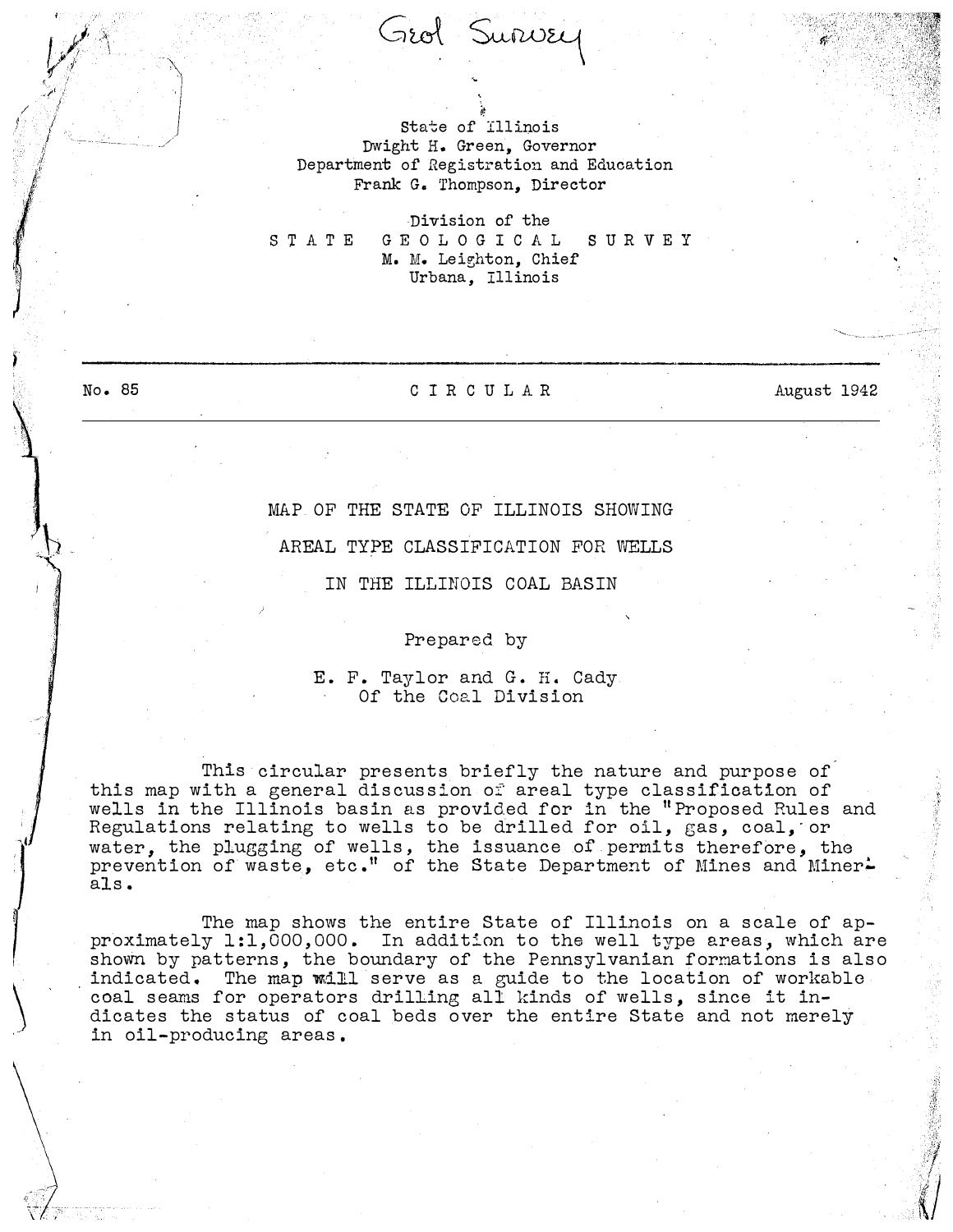Geol Survey

State of Illinois
Dwight H. Green, Governor
Department of Registration and Education
Frank G. Thompson, Director

Division of the
STATE GEOLOGICAL SURVEY
M. M. Leighton, Chief
Urbana, Illinois

---

No. 85 — CIRCULAR — August 1942

---

# MAP OF THE STATE OF ILLINOIS SHOWING AREAL TYPE CLASSIFICATION FOR WELLS IN THE ILLINOIS COAL BASIN

Prepared by

E. F. Taylor and G. H. Cady
Of the Coal Division

This circular presents briefly the nature and purpose of this map with a general discussion of areal type classification of wells in the Illinois basin as provided for in the "Proposed Rules and Regulations relating to wells to be drilled for oil, gas, coal, or water, the plugging of wells, the issuance of permits therefore, the prevention of waste, etc." of the State Department of Mines and Minerals.

The map shows the entire State of Illinois on a scale of approximately 1:1,000,000. In addition to the well type areas, which are shown by patterns, the boundary of the Pennsylvanian formations is also indicated. The map will serve as a guide to the location of workable coal seams for operators drilling all kinds of wells, since it indicates the status of coal beds over the entire State and not merely in oil-producing areas.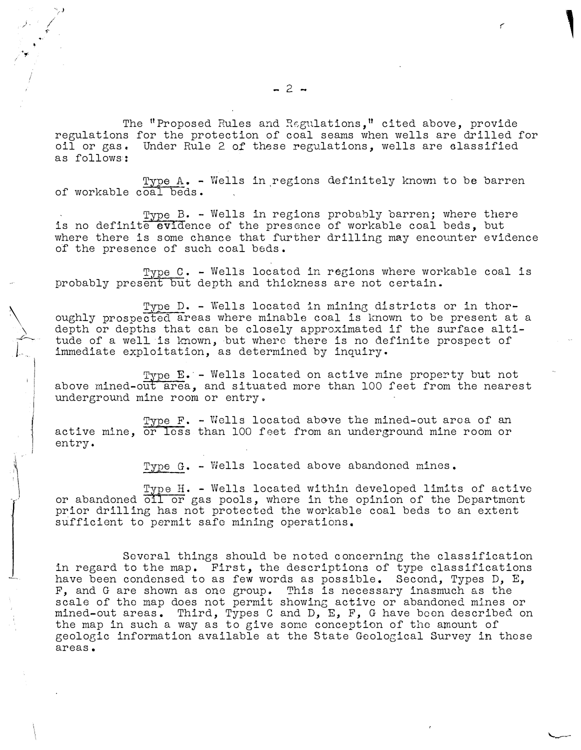The "Proposed Rules and Regulations," cited above, provide regulations for the protection of coal seams when wells are drilled for oil or gas. Under Rule 2 of these regulations, wells are classified as follows:

Type A. - Wells in regions definitely known to be barren of workable coal beds.

Type B. - Wells in regions probably barren; where there is no definite evidence of the presence of workable coal beds, but where there is some chance that further drilling may encounter evidence of the presence of such coal beds.

Type C. - Wells located in regions where workable coal is probably present but depth and thickness are not certain.

Type D. - Wells located in mining districts or in thoroughly prospected areas where minable coal is known to be present at a depth or depths that can be closely approximated if the surface altitude of a well is known, but where there is no definite prospect of immediate exploitation, as determined by inquiry.

Type E. - Wells located on active mine property but not above mined-out area, and situated more than 100 feet from the nearest underground mine room or entry.

Type F. - Wells located above the mined-out area of an active mine, or less than 100 feet from an underground mine room or entry.

Type G. - Wells located above abandoned mines.

Type H. - Wells located within developed limits of active or abandoned oil or gas pools, where in the opinion of the Department prior drilling has not protected the workable coal beds to an extent sufficient to permit safe mining operations.

Several things should be noted concerning the classification in regard to the map. First, the descriptions of type classifications have been condensed to as few words as possible. Second, Types D, E, F, and G are shown as one group. This is necessary inasmuch as the scale of the map does not permit showing active or abandoned mines or mined-out areas. Third, Types C and D, E, F, G have been described on the map in such a way as to give some conception of the amount of geologic information available at the State Geological Survey in these areas.